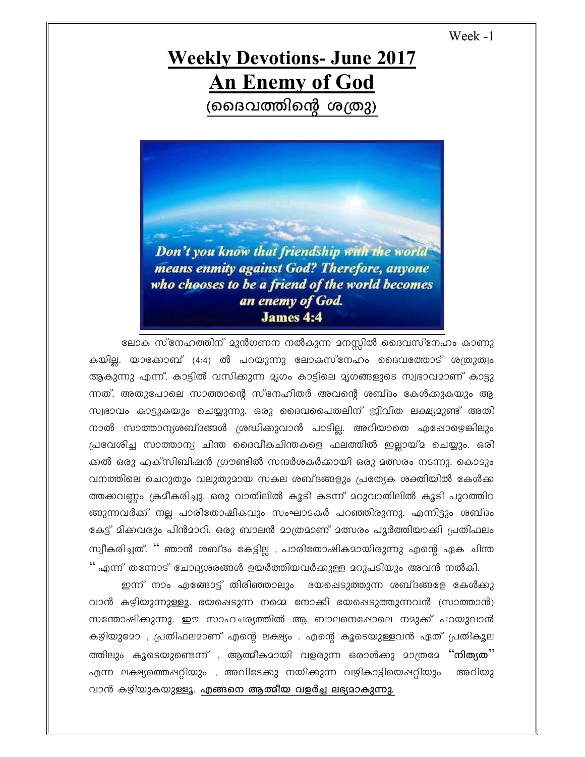Week -1

# Weekly Devotions- June 2017

## An Enemy of God

## (ദൈവത്തിന്റെ ശത്രു)

Don't you know that friendship with the world means enmity against God? Therefore, anyone who chooses to be a friend of the world becomes an enemy of God.
James 4:4

ലോക സ്നേഹത്തിന് മുൻഗണന നൽകുന്ന മനസ്സിൽ ദൈവസ്നേഹം കാണുകയില്ല. യാക്കോബ് (4:4) ൽ പറയുന്നു ലോകസ്നേഹം ദൈവത്തോട് ശത്രുത്വം ആകുന്നു എന്ന്. കാട്ടിൽ വസിക്കുന്ന മൃഗം കാട്ടിലെ മൃഗങ്ങളുടെ സ്വഭാവമാണ് കാട്ടുന്നത്. അതുപോലെ സാത്താന്റെ സ്നേഹിതർ അവന്റെ ശബ്ദം കേൾക്കുകയും ആ സ്വഭാവം കാട്ടുകയും ചെയ്യുന്നു. ഒരു ദൈവപൈതലിന് ജീവിത ലക്ഷ്യമുണ്ട് അതിനാൽ സാത്താന്യശബ്ദങ്ങൾ ശ്രദ്ധിക്കുവാൻ പാടില്ല. അറിയാതെ എപ്പോഴെങ്കിലും പ്രവേശിച്ച സാത്താന്യ ചിന്ത ദൈവീകചിന്തകളെ ഫലത്തിൽ ഇല്ലായ്മ ചെയ്യും. ഒരിക്കൽ ഒരു എക്സിബിഷൻ ഗ്രൗണ്ടിൽ സന്ദർശകർക്കായി ഒരു മത്സരം നടന്നു. കൊടുംവനത്തിലെ ചെറുതും വലുതുമായ സകല ശബ്ദങ്ങളും പ്രത്യേക ശക്തിയിൽ കേൾക്കത്തക്കവണ്ണം ക്രമീകരിച്ചു. ഒരു വാതിലിൽ കൂടി കടന്ന് മറുവാതിലിൽ കൂടി പുറത്തിറങ്ങുന്നവർക്ക് നല്ല പാരിതോഷികവും സംഘാടകർ പറഞ്ഞിരുന്നു. എന്നിട്ടും ശബ്ദം കേട്ട് മിക്കവരും പിൻമാറി. ഒരു ബാലൻ മാത്രമാണ് മത്സരം പൂർത്തിയാക്കി പ്രതിഫലം സ്വീകരിച്ചത്. " ഞാൻ ശബ്ദം കേട്ടില്ല , പാരിതോഷികമായിരുന്നു എന്റെ ഏക ചിന്ത " എന്ന് തന്നോട് ചോദ്യശരങ്ങൾ ഉയർത്തിയവർക്കുള്ള മറുപടിയും അവൻ നൽകി.

ഇന്ന് നാം എങ്ങോട്ട് തിരിഞ്ഞാലും ഭയപ്പെടുത്തുന്ന ശബ്ദങ്ങളേ കേൾക്കുവാൻ കഴിയുന്നുള്ളൂ. ഭയപ്പെടുന്ന നമ്മെ നോക്കി ഭയപ്പെടുത്തുന്നവൻ (സാത്താൻ) സന്തോഷിക്കുന്നു. ഈ സാഹചര്യത്തിൽ ആ ബാലനെപ്പോലെ നമുക്ക് പറയുവാൻ കഴിയുമോ , പ്രതിഫലമാണ് എന്റെ ലക്ഷ്യം . എന്റെ കൂടെയുള്ളവൻ ഏത് പ്രതികൂലത്തിലും കൂടെയുണ്ടെന്ന് , ആത്മീകമായി വളരുന്ന ഒരാൾക്കു മാത്രമേ **"നിത്യത"** എന്ന ലക്ഷ്യത്തെപ്പറ്റിയും , അവിടേക്കു നയിക്കുന്ന വഴികാട്ടിയെപ്പറ്റിയും അറിയുവാൻ കഴിയുകയുള്ളൂ. **എങ്ങനെ ആത്മീയ വളർച്ച ലഭ്യമാകുന്നു.**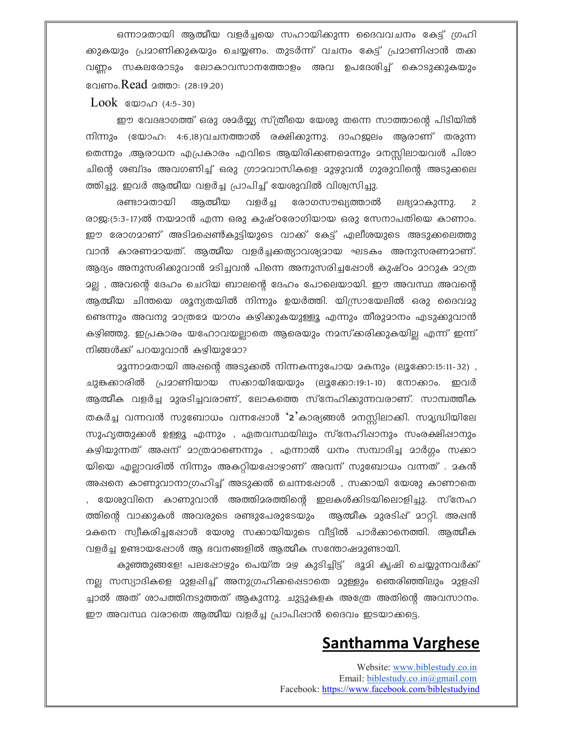ഒന്നാമതായി ആത്മീയ വളർച്ചയെ സഹായിക്കുന്ന ദൈവവചനം കേട്ട് ഗ്രഹിക്കുകയും പ്രമാണിക്കുകയും ചെയ്യണം. തുടർന്ന് വചനം കേട്ട് പ്രമാണിപ്പാൻ തക്ക വണ്ണം സകലരോടും ലോകാവസാനത്തോളം അവ ഉപദേശിച്ച് കൊടുക്കുകയും വേണം.Read മത്താ: (28:19,20)

Look യോഹ (4:5-30)

ഈ വേദഭാഗത്ത് ഒരു ശമര്യ്യ സ്ത്രീയെ യേശു തന്നെ സാത്താന്റെ പിടിയിൽ നിന്നും (യോഹ: 4:6,18)വചനത്താൽ രക്ഷിക്കുന്നു. ദാഹജലം ആരാണ് തരുന്നതെന്നും ,ആരാധന എപ്രകാരം എവിടെ ആയിരിക്കണമെന്നും മനസ്സിലായവൾ പിശാചിന്റെ ശബ്ദം അവഗണിച്ച് ഒരു ഗ്രാമവാസികളെ മുഴുവൻ ഗുരുവിന്റെ അടുക്കലെത്തിച്ചു. ഇവർ ആത്മീയ വളർച്ച പ്രാപിച്ച് യേശുവിൽ വിശ്വസിച്ചു.

രണ്ടാമതായി ആത്മീയ വളർച്ച രോഗസൗഖ്യത്താൽ ലഭ്യമാകുന്നു. 2 രാജ:(5:3-17)ൽ നയമാൻ എന്ന ഒരു കുഷ്ഠരോഗിയായ ഒരു സേനാപതിയെ കാണാം. ഈ രോഗമാണ് അടിമപ്പെൺകുട്ടിയുടെ വാക്ക് കേട്ട് എലീശയുടെ അടുക്കലെത്തുവാൻ കാരണമായത്. ആത്മീയ വളർച്ചക്കത്യാവശ്യമായ ഘടകം അനുസരണമാണ്. ആദ്യം അനുസരിക്കുവാൻ മടിച്ചവൻ പിന്നെ അനുസരിച്ചപ്പോൾ കുഷ്ഠം മാറുക മാത്രമല്ല , അവന്റെ ദേഹം ചെറിയ ബാലന്റെ ദേഹം പോലെയായി. ഈ അവസ്ഥ അവന്റെ ആത്മീയ ചിന്തയെ ശൂന്യതയിൽ നിന്നും ഉയർത്തി. യിസ്രായേലിൽ ഒരു ദൈവമുണ്ടെന്നും അവനു മാത്രമേ യാഗം കഴിക്കുകയുള്ളൂ എന്നും തീരുമാനം എടുക്കുവാൻ കഴിഞ്ഞു. ഇപ്രകാരം യഹോവയല്ലാതെ ആരെയും നമസ്ക്കരിക്കുകയില്ല എന്ന് ഇന്ന് നിങ്ങൾക്ക് പറയുവാൻ കഴിയുമോ?

മൂന്നാമതായി അപ്പന്റെ അടുക്കൽ നിന്നകന്നുപോയ മകനും (ലൂക്കോ:15:11-32) , ചുങ്കക്കാരിൽ പ്രമാണിയായ സക്കായിയേയും (ലൂക്കോ:19:1-10) നോക്കാം. ഇവർ ആത്മീക വളർച്ച മുരടിച്ചവരാണ്, ലോകത്തെ സ്നേഹിക്കുന്നവരാണ്. സാമ്പത്തീക തകർച്ച വന്നവൻ സുബോധം വന്നപ്പോൾ '2'കാര്യങ്ങൾ മനസ്സിലാക്കി. സമൃദ്ധിയിലേ സുഹൃത്തുക്കൾ ഉള്ളൂ എന്നും , ഏതവസ്ഥയിലും സ്നേഹിപ്പാനും സംരക്ഷിപ്പാനും കഴിയുന്നത് അപ്പന് മാത്രമാണെന്നും , എന്നാൽ ധനം സമ്പാദിച്ച മാർഗ്ഗം സക്കായിയെ എല്ലാവരിൽ നിന്നും അകറ്റിയപ്പോഴാണ് അവന് സുബോധം വന്നത് . മകൻ അപ്പനെ കാണുവാനാഗ്രഹിച്ച് അടുക്കൽ ചെന്നപ്പോൾ , സക്കായി യേശു കാണാതെ , യേശുവിനെ കാണുവാൻ അത്തിമരത്തിന്റെ ഇലകൾക്കിടയിലൊളിച്ചു. സ്നേഹത്തിന്റെ വാക്കുകൾ അവരുടെ രണ്ടുപേരുടേയും ആത്മീക മുരടിപ്പ് മാറ്റി. അപ്പൻ മകനെ സ്വീകരിച്ചപ്പോൾ യേശു സക്കായിയുടെ വീട്ടിൽ പാർക്കാനെത്തി. ആത്മീക വളർച്ച ഉണ്ടായപ്പോൾ ആ ഭവനങ്ങളിൽ ആത്മീക സന്തോഷമുണ്ടായി.

കുഞ്ഞുങ്ങളേ! പലപ്പോഴും പെയ്ത മഴ കുടിച്ചിട്ട് ഭൂമി കൃഷി ചെയ്യുന്നവർക്ക് നല്ല സസ്യാദികളെ മുളപ്പിച്ച് അനുഗ്രഹിക്കപ്പെടാതെ മുള്ളും ഞെരിഞ്ഞിലും മുളപ്പിച്ചാൽ അത് ശാപത്തിനടുത്തത് ആകുന്നു. ചുട്ടുകളക അത്രേ അതിന്റെ അവസാനം. ഈ അവസ്ഥ വരാതെ ആത്മീയ വളർച്ച പ്രാപിപ്പാൻ ദൈവം ഇടയാക്കട്ടെ.

**Santhamma Varghese**

Website: www.biblestudy.co.in
Email: biblestudy.co.in@gmail.com
Facebook: https://www.facebook.com/biblestudyind